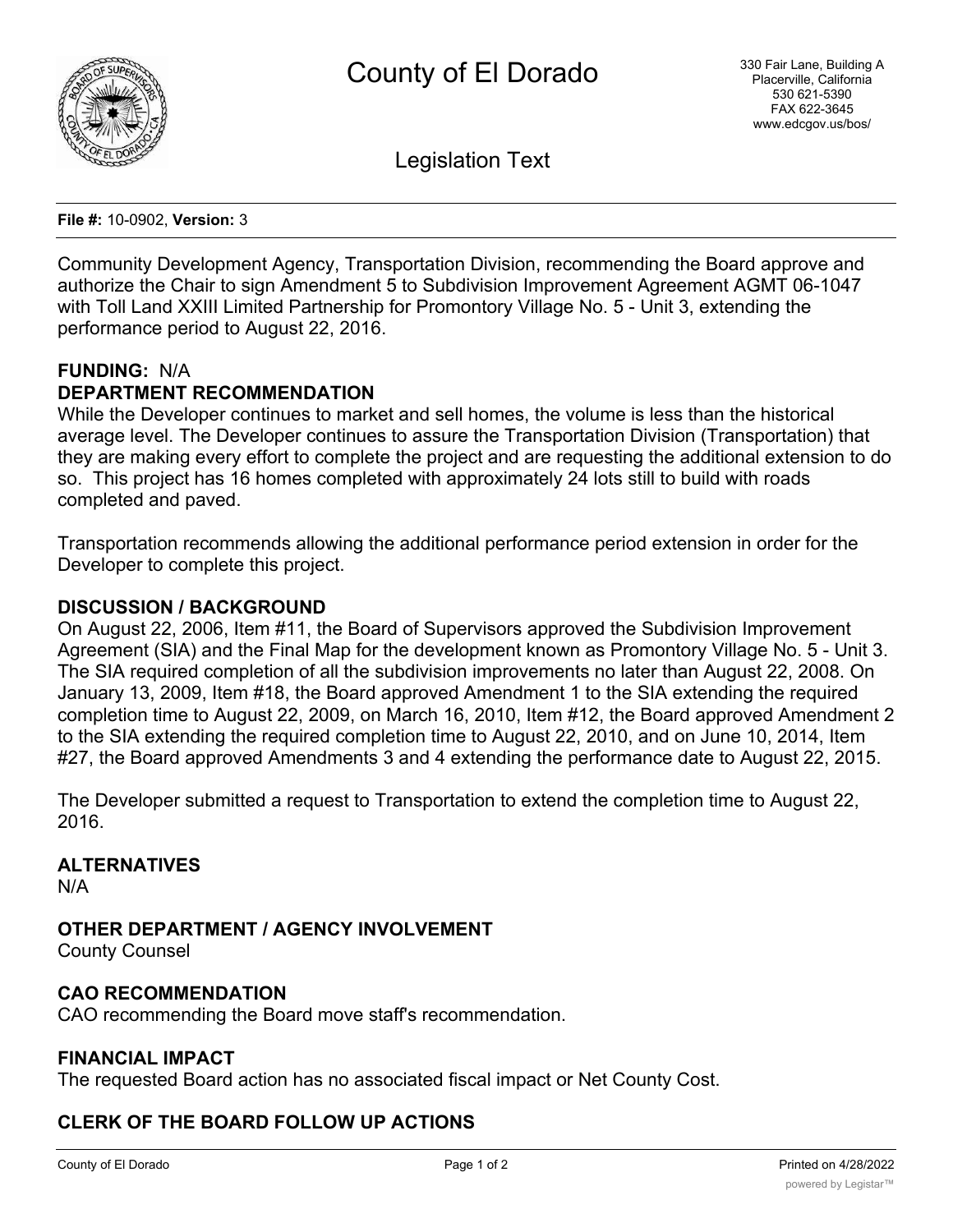# County of El Dorado

330 Fair Lane, Building A
Placerville, California
530 621-5390
FAX 622-3645
www.edcgov.us/bos/

## Legislation Text

**File #:** 10-0902, **Version:** 3

Community Development Agency, Transportation Division, recommending the Board approve and authorize the Chair to sign Amendment 5 to Subdivision Improvement Agreement AGMT 06-1047 with Toll Land XXIII Limited Partnership for Promontory Village No. 5 - Unit 3, extending the performance period to August 22, 2016.

**FUNDING:** N/A

**DEPARTMENT RECOMMENDATION**

While the Developer continues to market and sell homes, the volume is less than the historical average level. The Developer continues to assure the Transportation Division (Transportation) that they are making every effort to complete the project and are requesting the additional extension to do so. This project has 16 homes completed with approximately 24 lots still to build with roads completed and paved.

Transportation recommends allowing the additional performance period extension in order for the Developer to complete this project.

**DISCUSSION / BACKGROUND**

On August 22, 2006, Item #11, the Board of Supervisors approved the Subdivision Improvement Agreement (SIA) and the Final Map for the development known as Promontory Village No. 5 - Unit 3. The SIA required completion of all the subdivision improvements no later than August 22, 2008. On January 13, 2009, Item #18, the Board approved Amendment 1 to the SIA extending the required completion time to August 22, 2009, on March 16, 2010, Item #12, the Board approved Amendment 2 to the SIA extending the required completion time to August 22, 2010, and on June 10, 2014, Item #27, the Board approved Amendments 3 and 4 extending the performance date to August 22, 2015.

The Developer submitted a request to Transportation to extend the completion time to August 22, 2016.

**ALTERNATIVES**

N/A

**OTHER DEPARTMENT / AGENCY INVOLVEMENT**

County Counsel

**CAO RECOMMENDATION**

CAO recommending the Board move staff's recommendation.

**FINANCIAL IMPACT**

The requested Board action has no associated fiscal impact or Net County Cost.

**CLERK OF THE BOARD FOLLOW UP ACTIONS**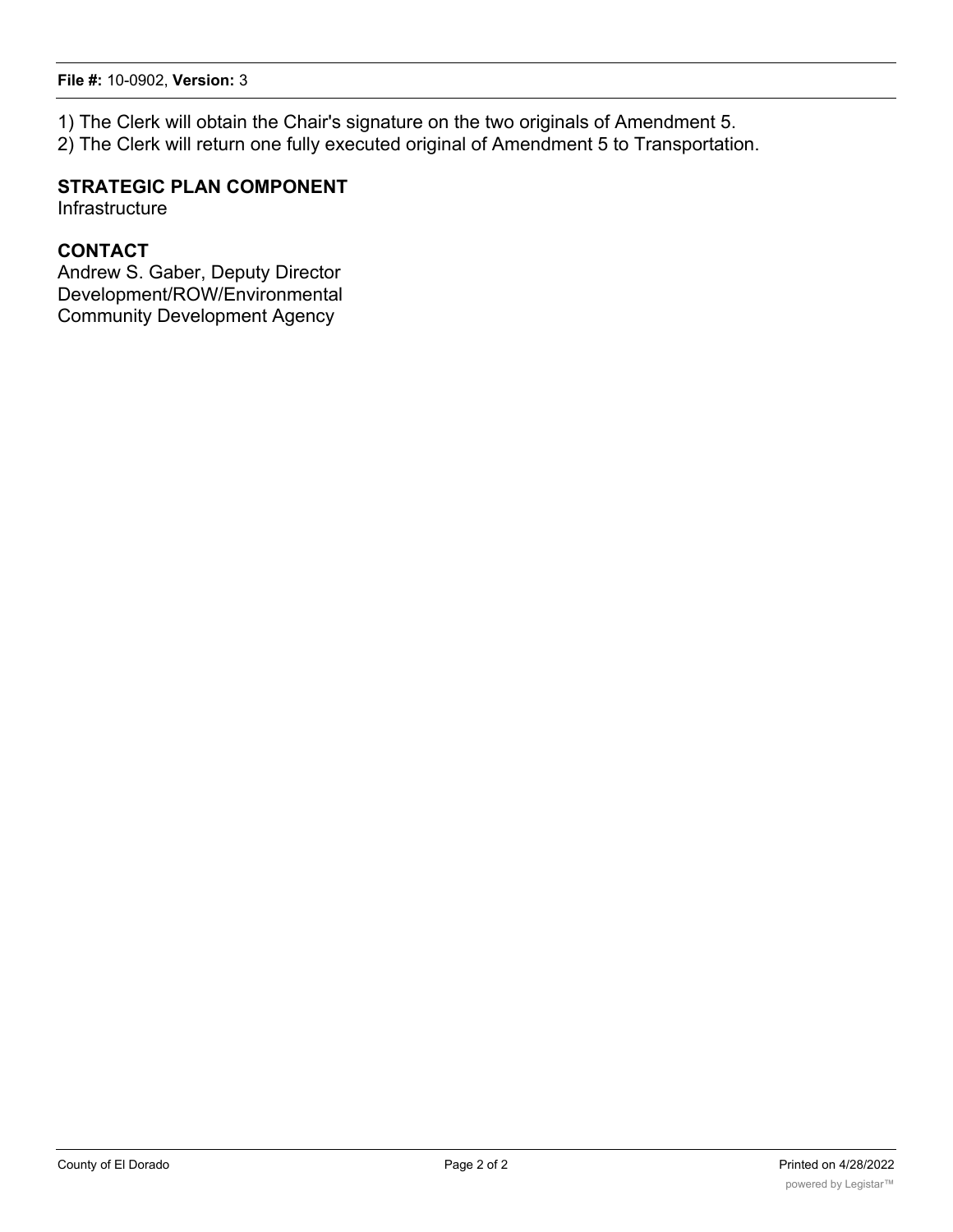1) The Clerk will obtain the Chair's signature on the two originals of Amendment 5.
2) The Clerk will return one fully executed original of Amendment 5 to Transportation.

**STRATEGIC PLAN COMPONENT**
Infrastructure

**CONTACT**
Andrew S. Gaber, Deputy Director
Development/ROW/Environmental
Community Development Agency